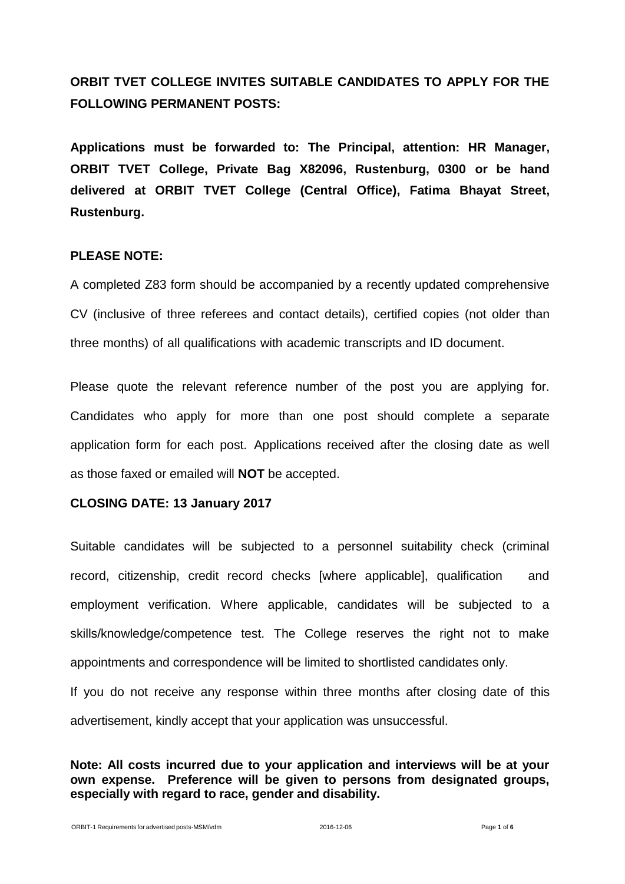**ORBIT TVET COLLEGE INVITES SUITABLE CANDIDATES TO APPLY FOR THE FOLLOWING PERMANENT POSTS:**

**Applications must be forwarded to: The Principal, attention: HR Manager, ORBIT TVET College, Private Bag X82096, Rustenburg, 0300 or be hand delivered at ORBIT TVET College (Central Office), Fatima Bhayat Street, Rustenburg.**

**PLEASE NOTE:**

A completed Z83 form should be accompanied by a recently updated comprehensive CV (inclusive of three referees and contact details), certified copies (not older than three months) of all qualifications with academic transcripts and ID document.

Please quote the relevant reference number of the post you are applying for. Candidates who apply for more than one post should complete a separate application form for each post. Applications received after the closing date as well as those faxed or emailed will **NOT** be accepted.

**CLOSING DATE: 13 January 2017**

Suitable candidates will be subjected to a personnel suitability check (criminal record, citizenship, credit record checks [where applicable], qualification and employment verification. Where applicable, candidates will be subjected to a skills/knowledge/competence test. The College reserves the right not to make appointments and correspondence will be limited to shortlisted candidates only.

If you do not receive any response within three months after closing date of this advertisement, kindly accept that your application was unsuccessful.

**Note: All costs incurred due to your application and interviews will be at your own expense. Preference will be given to persons from designated groups, especially with regard to race, gender and disability.**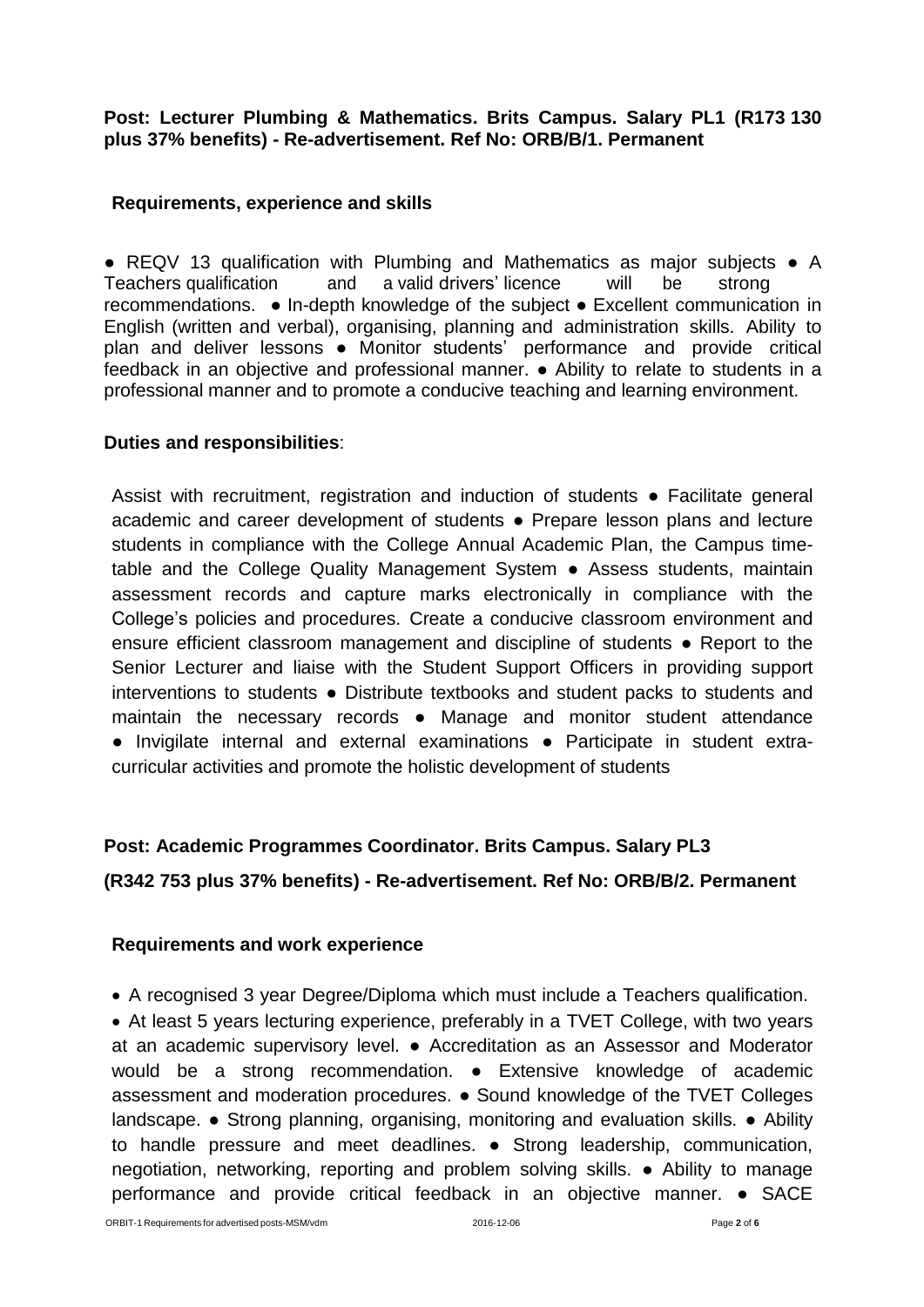**Post: Lecturer Plumbing & Mathematics. Brits Campus. Salary PL1 (R173 130 plus 37% benefits) - Re-advertisement. Ref No: ORB/B/1. Permanent**

**Requirements, experience and skills**

● REQV 13 qualification with Plumbing and Mathematics as major subjects ● A Teachers qualification and a valid drivers' licence will be strong recommendations. ● In-depth knowledge of the subject ● Excellent communication in English (written and verbal), organising, planning and administration skills. Ability to plan and deliver lessons ● Monitor students' performance and provide critical feedback in an objective and professional manner. ● Ability to relate to students in a professional manner and to promote a conducive teaching and learning environment.

**Duties and responsibilities**:

Assist with recruitment, registration and induction of students ● Facilitate general academic and career development of students ● Prepare lesson plans and lecture students in compliance with the College Annual Academic Plan, the Campus time-table and the College Quality Management System ● Assess students, maintain assessment records and capture marks electronically in compliance with the College's policies and procedures. Create a conducive classroom environment and ensure efficient classroom management and discipline of students ● Report to the Senior Lecturer and liaise with the Student Support Officers in providing support interventions to students ● Distribute textbooks and student packs to students and maintain the necessary records ● Manage and monitor student attendance ● Invigilate internal and external examinations ● Participate in student extra-curricular activities and promote the holistic development of students

**Post: Academic Programmes Coordinator. Brits Campus. Salary PL3 (R342 753 plus 37% benefits) - Re-advertisement. Ref No: ORB/B/2. Permanent**

**Requirements and work experience**

- A recognised 3 year Degree/Diploma which must include a Teachers qualification.
- At least 5 years lecturing experience, preferably in a TVET College, with two years at an academic supervisory level. ● Accreditation as an Assessor and Moderator would be a strong recommendation. ● Extensive knowledge of academic assessment and moderation procedures. ● Sound knowledge of the TVET Colleges landscape. ● Strong planning, organising, monitoring and evaluation skills. ● Ability to handle pressure and meet deadlines. ● Strong leadership, communication, negotiation, networking, reporting and problem solving skills. ● Ability to manage performance and provide critical feedback in an objective manner. ● SACE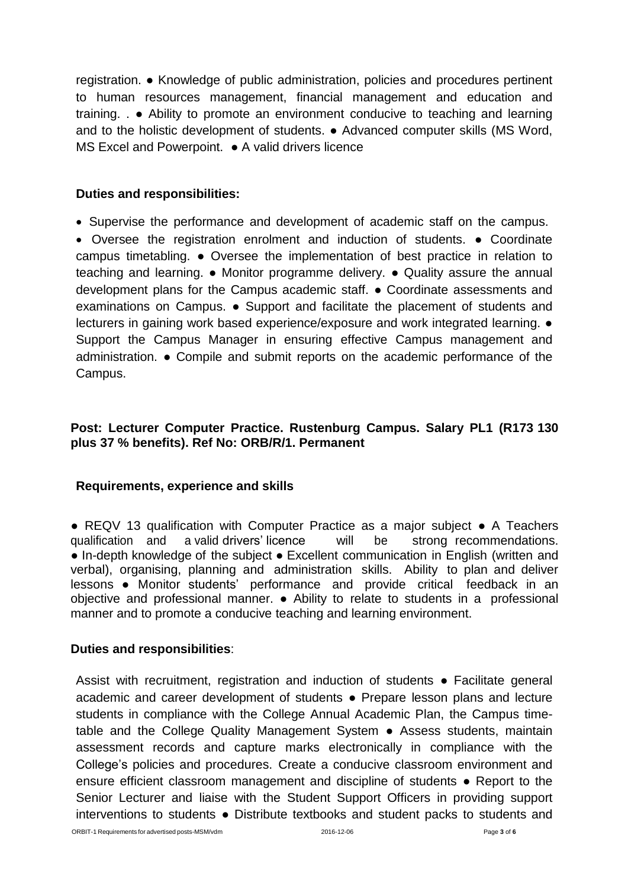registration. ● Knowledge of public administration, policies and procedures pertinent to human resources management, financial management and education and training. . ● Ability to promote an environment conducive to teaching and learning and to the holistic development of students. ● Advanced computer skills (MS Word, MS Excel and Powerpoint. ● A valid drivers licence

**Duties and responsibilities:**

- Supervise the performance and development of academic staff on the campus.
- Oversee the registration enrolment and induction of students. ● Coordinate campus timetabling. ● Oversee the implementation of best practice in relation to teaching and learning. ● Monitor programme delivery. ● Quality assure the annual development plans for the Campus academic staff. ● Coordinate assessments and examinations on Campus. ● Support and facilitate the placement of students and lecturers in gaining work based experience/exposure and work integrated learning. ● Support the Campus Manager in ensuring effective Campus management and administration. ● Compile and submit reports on the academic performance of the Campus.

**Post: Lecturer Computer Practice. Rustenburg Campus. Salary PL1 (R173 130 plus 37 % benefits). Ref No: ORB/R/1. Permanent**

**Requirements, experience and skills**

● REQV 13 qualification with Computer Practice as a major subject ● A Teachers qualification and a valid drivers' licence will be strong recommendations. ● In-depth knowledge of the subject ● Excellent communication in English (written and verbal), organising, planning and administration skills. Ability to plan and deliver lessons ● Monitor students' performance and provide critical feedback in an objective and professional manner. ● Ability to relate to students in a professional manner and to promote a conducive teaching and learning environment.

**Duties and responsibilities**:

Assist with recruitment, registration and induction of students ● Facilitate general academic and career development of students ● Prepare lesson plans and lecture students in compliance with the College Annual Academic Plan, the Campus time-table and the College Quality Management System ● Assess students, maintain assessment records and capture marks electronically in compliance with the College's policies and procedures. Create a conducive classroom environment and ensure efficient classroom management and discipline of students ● Report to the Senior Lecturer and liaise with the Student Support Officers in providing support interventions to students ● Distribute textbooks and student packs to students and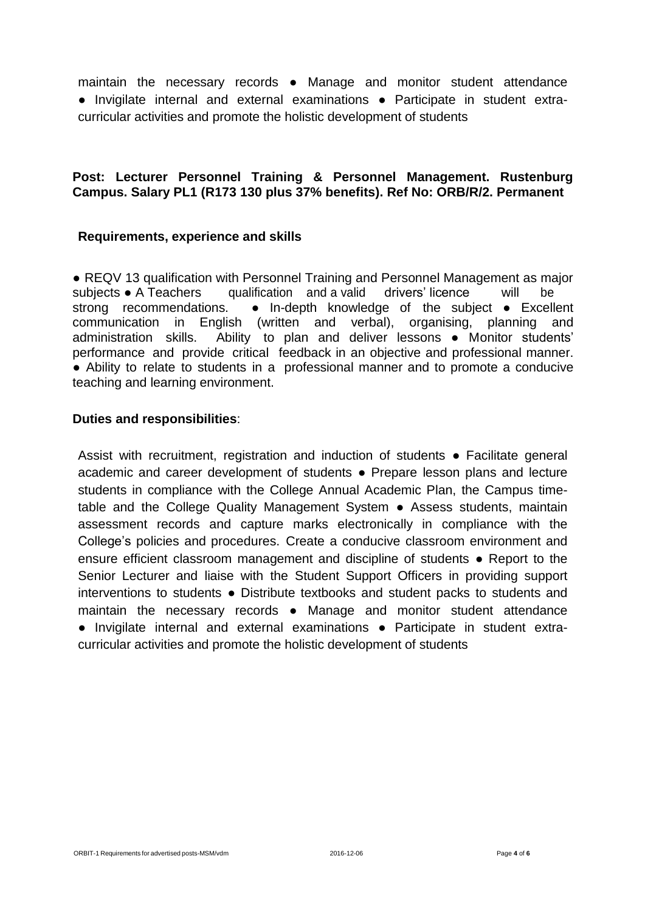maintain the necessary records ● Manage and monitor student attendance ● Invigilate internal and external examinations ● Participate in student extra-curricular activities and promote the holistic development of students

**Post: Lecturer Personnel Training & Personnel Management. Rustenburg Campus. Salary PL1 (R173 130 plus 37% benefits). Ref No: ORB/R/2. Permanent**

**Requirements, experience and skills**

● REQV 13 qualification with Personnel Training and Personnel Management as major subjects ● A Teachers qualification and a valid drivers' licence will be strong recommendations. ● In-depth knowledge of the subject ● Excellent communication in English (written and verbal), organising, planning and administration skills. Ability to plan and deliver lessons ● Monitor students' performance and provide critical feedback in an objective and professional manner. ● Ability to relate to students in a professional manner and to promote a conducive teaching and learning environment.

**Duties and responsibilities**:

Assist with recruitment, registration and induction of students ● Facilitate general academic and career development of students ● Prepare lesson plans and lecture students in compliance with the College Annual Academic Plan, the Campus time-table and the College Quality Management System ● Assess students, maintain assessment records and capture marks electronically in compliance with the College's policies and procedures. Create a conducive classroom environment and ensure efficient classroom management and discipline of students ● Report to the Senior Lecturer and liaise with the Student Support Officers in providing support interventions to students ● Distribute textbooks and student packs to students and maintain the necessary records ● Manage and monitor student attendance ● Invigilate internal and external examinations ● Participate in student extra-curricular activities and promote the holistic development of students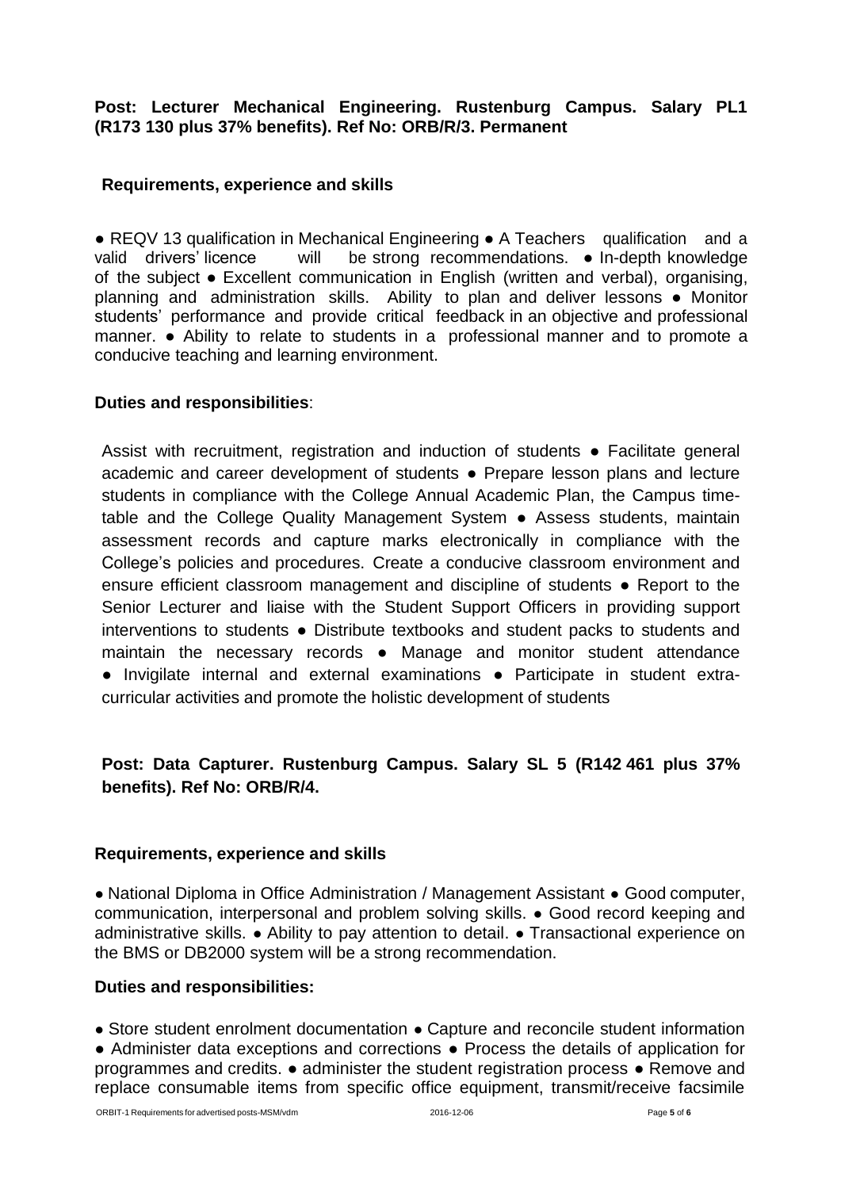**Post: Lecturer Mechanical Engineering. Rustenburg Campus. Salary PL1 (R173 130 plus 37% benefits). Ref No: ORB/R/3. Permanent**

**Requirements, experience and skills**

● REQV 13 qualification in Mechanical Engineering ● A Teachers qualification and a valid drivers' licence will be strong recommendations. ● In-depth knowledge of the subject ● Excellent communication in English (written and verbal), organising, planning and administration skills. Ability to plan and deliver lessons ● Monitor students' performance and provide critical feedback in an objective and professional manner. ● Ability to relate to students in a professional manner and to promote a conducive teaching and learning environment.

**Duties and responsibilities**:

Assist with recruitment, registration and induction of students ● Facilitate general academic and career development of students ● Prepare lesson plans and lecture students in compliance with the College Annual Academic Plan, the Campus time-table and the College Quality Management System ● Assess students, maintain assessment records and capture marks electronically in compliance with the College's policies and procedures. Create a conducive classroom environment and ensure efficient classroom management and discipline of students ● Report to the Senior Lecturer and liaise with the Student Support Officers in providing support interventions to students ● Distribute textbooks and student packs to students and maintain the necessary records ● Manage and monitor student attendance ● Invigilate internal and external examinations ● Participate in student extra-curricular activities and promote the holistic development of students

**Post: Data Capturer. Rustenburg Campus. Salary SL 5 (R142 461 plus 37% benefits). Ref No: ORB/R/4.**

**Requirements, experience and skills**

● National Diploma in Office Administration / Management Assistant ● Good computer, communication, interpersonal and problem solving skills. ● Good record keeping and administrative skills. ● Ability to pay attention to detail. ● Transactional experience on the BMS or DB2000 system will be a strong recommendation.

**Duties and responsibilities:**

● Store student enrolment documentation ● Capture and reconcile student information ● Administer data exceptions and corrections ● Process the details of application for programmes and credits. ● administer the student registration process ● Remove and replace consumable items from specific office equipment, transmit/receive facsimile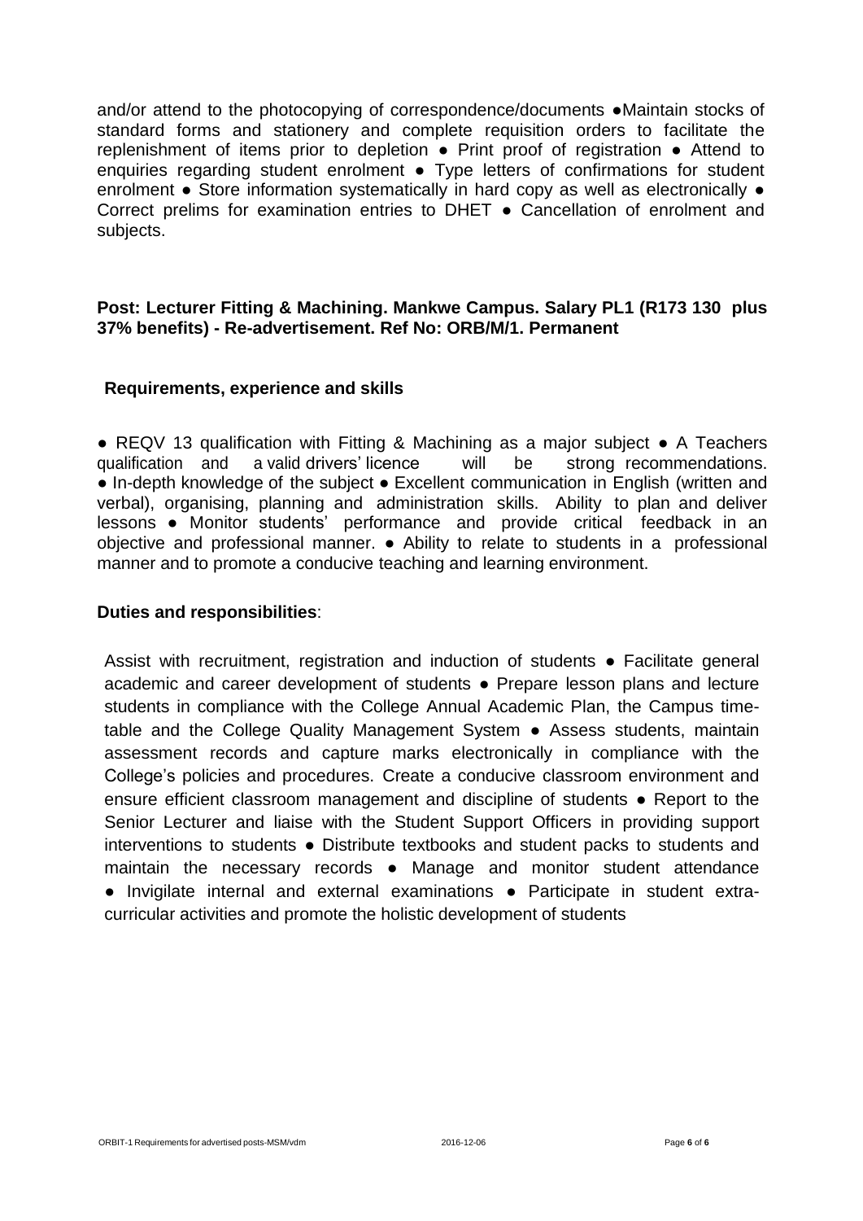and/or attend to the photocopying of correspondence/documents ●Maintain stocks of standard forms and stationery and complete requisition orders to facilitate the replenishment of items prior to depletion ● Print proof of registration ● Attend to enquiries regarding student enrolment ● Type letters of confirmations for student enrolment ● Store information systematically in hard copy as well as electronically ● Correct prelims for examination entries to DHET ● Cancellation of enrolment and subjects.

**Post: Lecturer Fitting & Machining. Mankwe Campus. Salary PL1 (R173 130 plus 37% benefits) - Re-advertisement. Ref No: ORB/M/1. Permanent**

**Requirements, experience and skills**

● REQV 13 qualification with Fitting & Machining as a major subject ● A Teachers qualification and a valid drivers' licence will be strong recommendations. ● In-depth knowledge of the subject ● Excellent communication in English (written and verbal), organising, planning and administration skills. Ability to plan and deliver lessons ● Monitor students' performance and provide critical feedback in an objective and professional manner. ● Ability to relate to students in a professional manner and to promote a conducive teaching and learning environment.

**Duties and responsibilities**:

Assist with recruitment, registration and induction of students ● Facilitate general academic and career development of students ● Prepare lesson plans and lecture students in compliance with the College Annual Academic Plan, the Campus time-table and the College Quality Management System ● Assess students, maintain assessment records and capture marks electronically in compliance with the College's policies and procedures. Create a conducive classroom environment and ensure efficient classroom management and discipline of students ● Report to the Senior Lecturer and liaise with the Student Support Officers in providing support interventions to students ● Distribute textbooks and student packs to students and maintain the necessary records ● Manage and monitor student attendance ● Invigilate internal and external examinations ● Participate in student extra-curricular activities and promote the holistic development of students